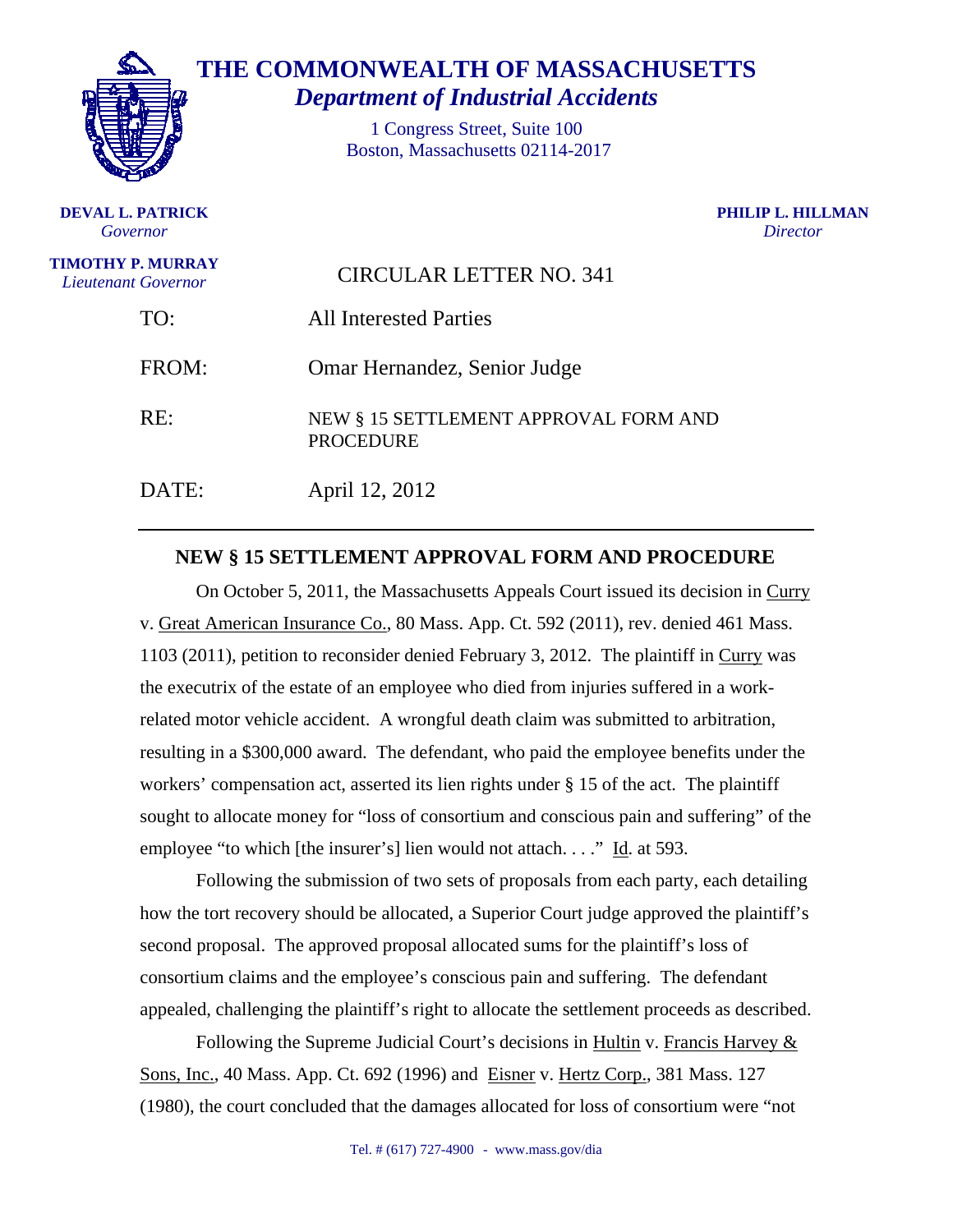# THE COMMONWEALTH OF MASSACHUSETTS
## *Department of Industrial Accidents*

1 Congress Street, Suite 100
Boston, Massachusetts 02114-2017

**DEVAL L. PATRICK**
*Governor*

**TIMOTHY P. MURRAY**
*Lieutenant Governor*

**PHILIP L. HILLMAN**
*Director*

CIRCULAR LETTER NO. 341

TO: All Interested Parties

FROM: Omar Hernandez, Senior Judge

RE: NEW § 15 SETTLEMENT APPROVAL FORM AND PROCEDURE

DATE: April 12, 2012

---

## NEW § 15 SETTLEMENT APPROVAL FORM AND PROCEDURE

On October 5, 2011, the Massachusetts Appeals Court issued its decision in Curry v. Great American Insurance Co., 80 Mass. App. Ct. 592 (2011), rev. denied 461 Mass. 1103 (2011), petition to reconsider denied February 3, 2012. The plaintiff in Curry was the executrix of the estate of an employee who died from injuries suffered in a work-related motor vehicle accident. A wrongful death claim was submitted to arbitration, resulting in a $300,000 award. The defendant, who paid the employee benefits under the workers' compensation act, asserted its lien rights under § 15 of the act. The plaintiff sought to allocate money for "loss of consortium and conscious pain and suffering" of the employee "to which [the insurer's] lien would not attach. . . ." Id. at 593.

Following the submission of two sets of proposals from each party, each detailing how the tort recovery should be allocated, a Superior Court judge approved the plaintiff's second proposal. The approved proposal allocated sums for the plaintiff's loss of consortium claims and the employee's conscious pain and suffering. The defendant appealed, challenging the plaintiff's right to allocate the settlement proceeds as described.

Following the Supreme Judicial Court's decisions in Hultin v. Francis Harvey & Sons, Inc., 40 Mass. App. Ct. 692 (1996) and Eisner v. Hertz Corp., 381 Mass. 127 (1980), the court concluded that the damages allocated for loss of consortium were "not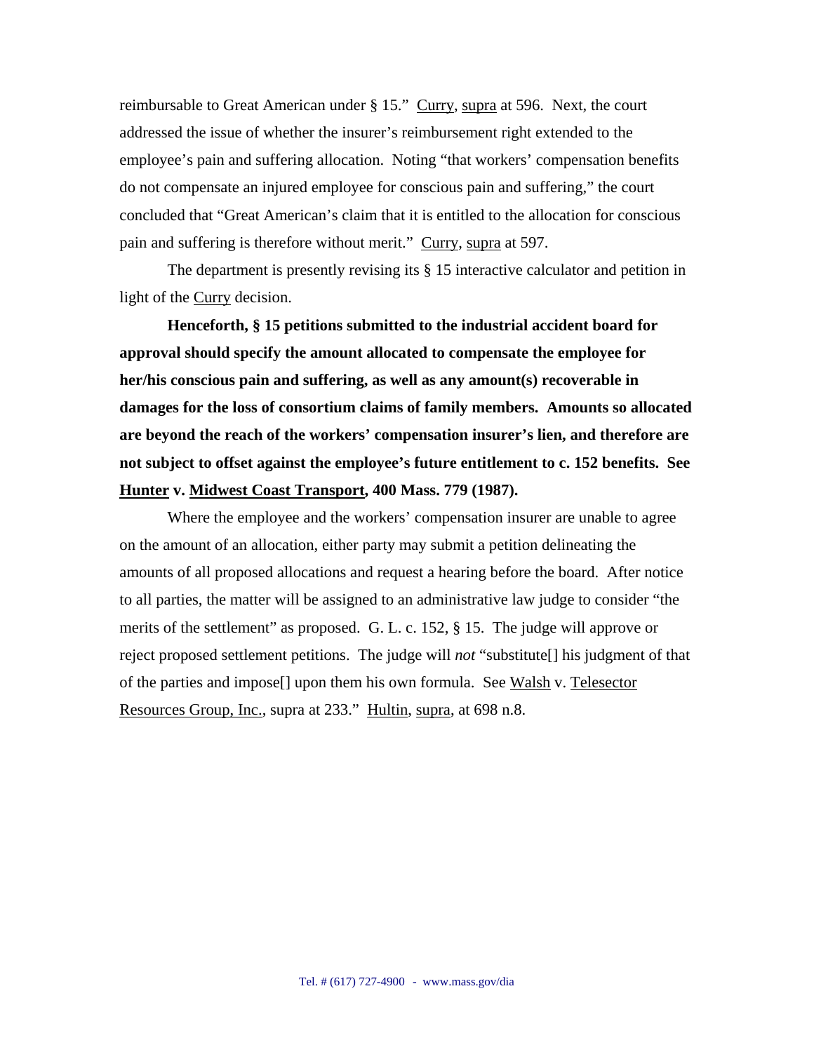reimbursable to Great American under § 15." Curry, supra at 596. Next, the court addressed the issue of whether the insurer's reimbursement right extended to the employee's pain and suffering allocation. Noting "that workers' compensation benefits do not compensate an injured employee for conscious pain and suffering," the court concluded that "Great American's claim that it is entitled to the allocation for conscious pain and suffering is therefore without merit." Curry, supra at 597.

The department is presently revising its § 15 interactive calculator and petition in light of the Curry decision.

**Henceforth, § 15 petitions submitted to the industrial accident board for approval should specify the amount allocated to compensate the employee for her/his conscious pain and suffering, as well as any amount(s) recoverable in damages for the loss of consortium claims of family members. Amounts so allocated are beyond the reach of the workers' compensation insurer's lien, and therefore are not subject to offset against the employee's future entitlement to c. 152 benefits. See Hunter v. Midwest Coast Transport, 400 Mass. 779 (1987).**

Where the employee and the workers' compensation insurer are unable to agree on the amount of an allocation, either party may submit a petition delineating the amounts of all proposed allocations and request a hearing before the board. After notice to all parties, the matter will be assigned to an administrative law judge to consider "the merits of the settlement" as proposed. G. L. c. 152, § 15. The judge will approve or reject proposed settlement petitions. The judge will *not* "substitute[] his judgment of that of the parties and impose[] upon them his own formula. See Walsh v. Telesector Resources Group, Inc., supra at 233." Hultin, supra, at 698 n.8.